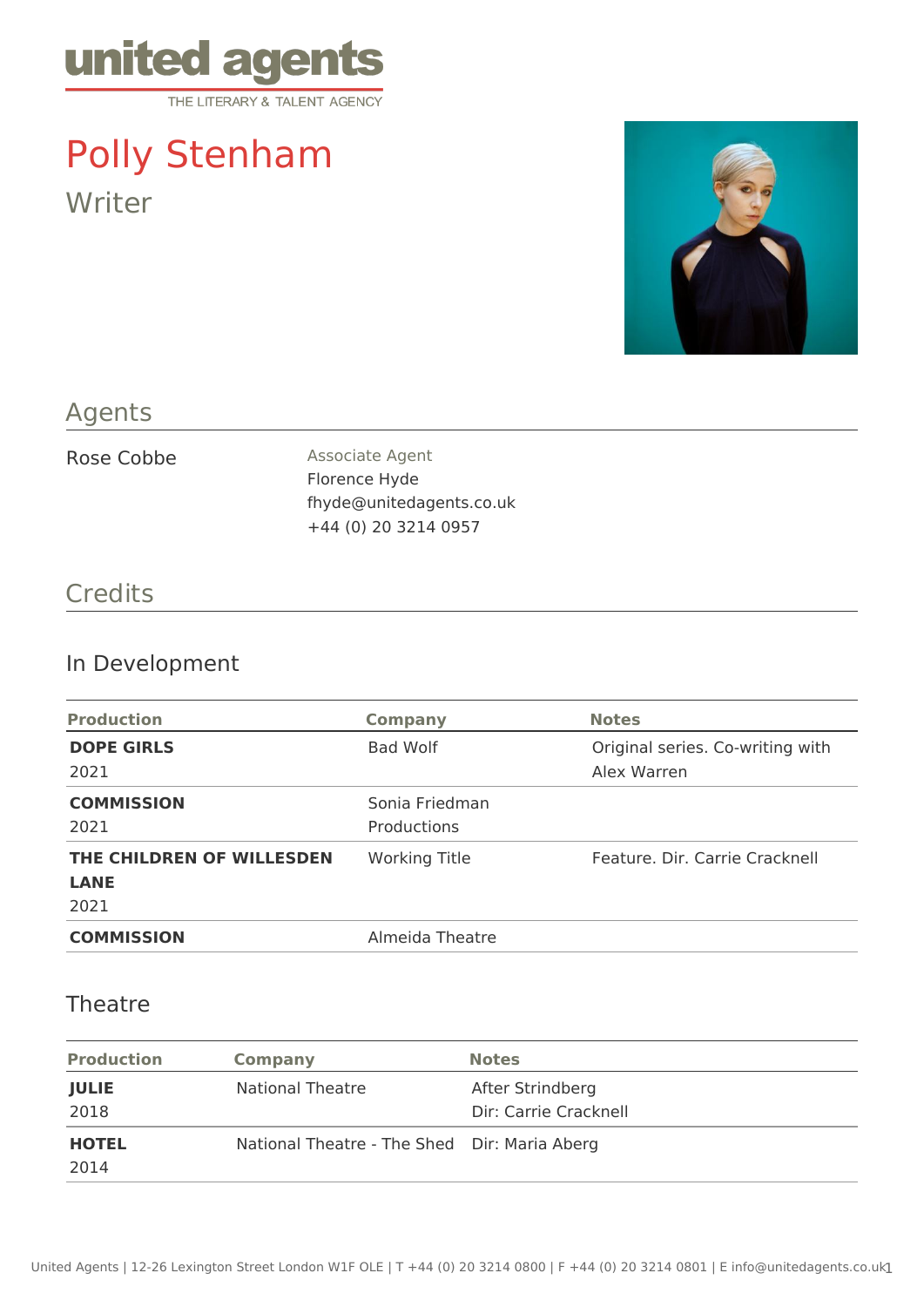united agents
THE LITERARY & TALENT AGENCY

# Polly Stenham

Writer

## Agents

Rose Cobbe

Associate Agent
Florence Hyde
fhyde@unitedagents.co.uk
+44 (0) 20 3214 0957

## Credits

### In Development

| Production | Company | Notes |
|---|---|---|
| **DOPE GIRLS** 2021 | Bad Wolf | Original series. Co-writing with Alex Warren |
| **COMMISSION** 2021 | Sonia Friedman Productions | |
| **THE CHILDREN OF WILLESDEN LANE** 2021 | Working Title | Feature. Dir. Carrie Cracknell |
| **COMMISSION** | Almeida Theatre | |

### Theatre

| Production | Company | Notes |
|---|---|---|
| **JULIE** 2018 | National Theatre | After Strindberg Dir: Carrie Cracknell |
| **HOTEL** 2014 | National Theatre - The Shed | Dir: Maria Aberg |

United Agents | 12-26 Lexington Street London W1F OLE | T +44 (0) 20 3214 0800 | F +44 (0) 20 3214 0801 | E info@unitedagents.co.uk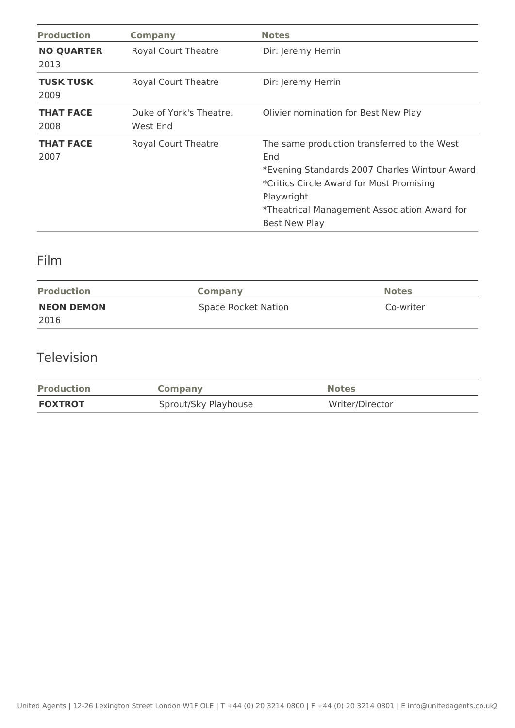| Production | Company | Notes |
| --- | --- | --- |
| **NO QUARTER** 2013 | Royal Court Theatre | Dir: Jeremy Herrin |
| **TUSK TUSK** 2009 | Royal Court Theatre | Dir: Jeremy Herrin |
| **THAT FACE** 2008 | Duke of York's Theatre, West End | Olivier nomination for Best New Play |
| **THAT FACE** 2007 | Royal Court Theatre | The same production transferred to the West End *Evening Standards 2007 Charles Wintour Award *Critics Circle Award for Most Promising Playwright *Theatrical Management Association Award for Best New Play |

## Film

| Production | Company | Notes |
| --- | --- | --- |
| **NEON DEMON** 2016 | Space Rocket Nation | Co-writer |

## Television

| Production | Company | Notes |
| --- | --- | --- |
| **FOXTROT** | Sprout/Sky Playhouse | Writer/Director |